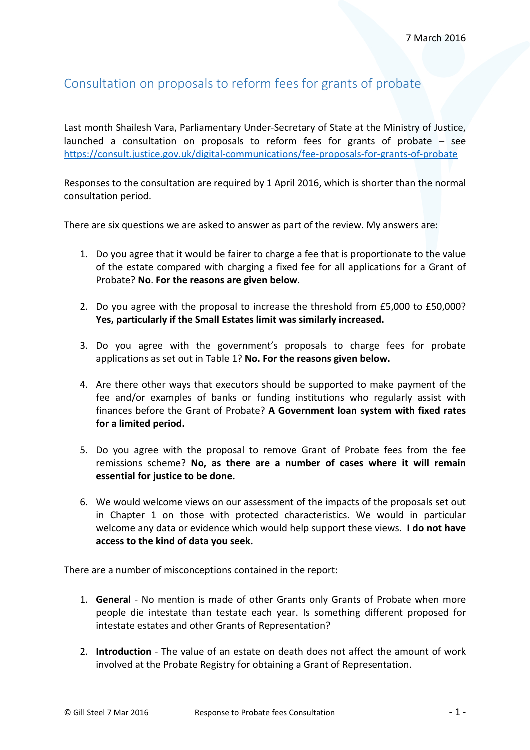7 March 2016

# Consultation on proposals to reform fees for grants of probate

Last month Shailesh Vara, Parliamentary Under-Secretary of State at the Ministry of Justice, launched a consultation on proposals to reform fees for grants of probate – see https://consult.justice.gov.uk/digital-communications/fee-proposals-for-grants-of-probate

Responses to the consultation are required by 1 April 2016, which is shorter than the normal consultation period.

There are six questions we are asked to answer as part of the review. My answers are:

1. Do you agree that it would be fairer to charge a fee that is proportionate to the value of the estate compared with charging a fixed fee for all applications for a Grant of Probate? **No**. **For the reasons are given below**.

2. Do you agree with the proposal to increase the threshold from £5,000 to £50,000? **Yes, particularly if the Small Estates limit was similarly increased.**

3. Do you agree with the government's proposals to charge fees for probate applications as set out in Table 1? **No. For the reasons given below.**

4. Are there other ways that executors should be supported to make payment of the fee and/or examples of banks or funding institutions who regularly assist with finances before the Grant of Probate? **A Government loan system with fixed rates for a limited period.**

5. Do you agree with the proposal to remove Grant of Probate fees from the fee remissions scheme? **No, as there are a number of cases where it will remain essential for justice to be done.**

6. We would welcome views on our assessment of the impacts of the proposals set out in Chapter 1 on those with protected characteristics. We would in particular welcome any data or evidence which would help support these views. **I do not have access to the kind of data you seek.**

There are a number of misconceptions contained in the report:

1. **General** - No mention is made of other Grants only Grants of Probate when more people die intestate than testate each year. Is something different proposed for intestate estates and other Grants of Representation?

2. **Introduction** - The value of an estate on death does not affect the amount of work involved at the Probate Registry for obtaining a Grant of Representation.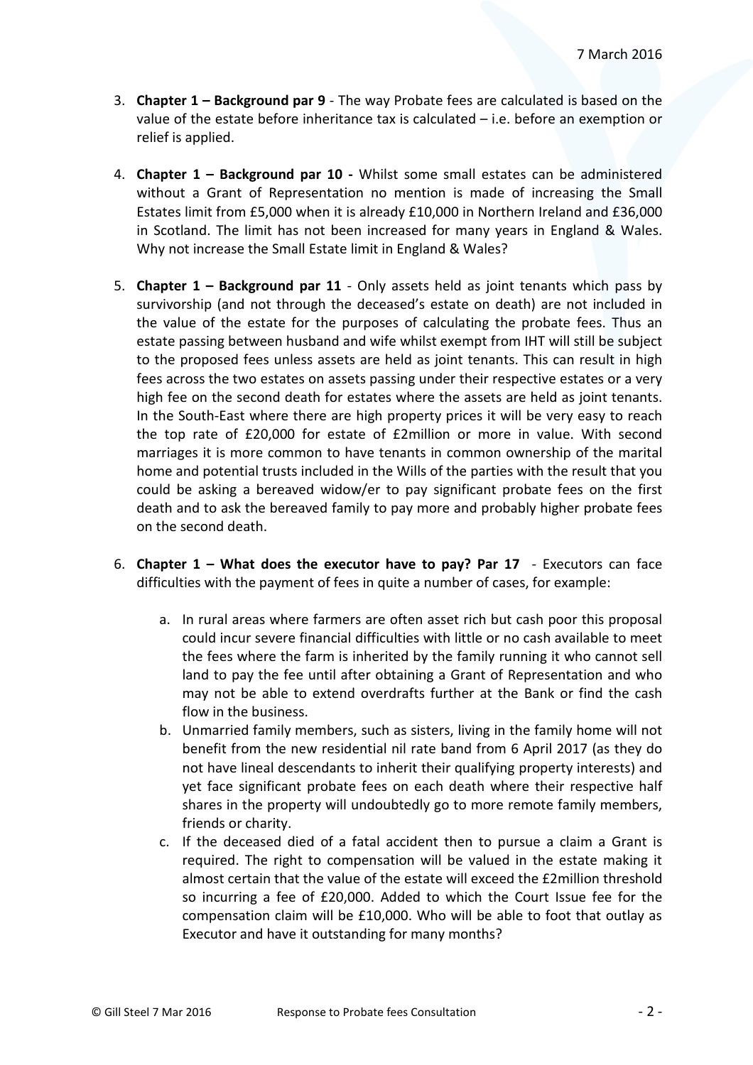7 March 2016

3. **Chapter 1 – Background par 9** - The way Probate fees are calculated is based on the value of the estate before inheritance tax is calculated – i.e. before an exemption or relief is applied.

4. **Chapter 1 – Background par 10 -** Whilst some small estates can be administered without a Grant of Representation no mention is made of increasing the Small Estates limit from £5,000 when it is already £10,000 in Northern Ireland and £36,000 in Scotland. The limit has not been increased for many years in England & Wales. Why not increase the Small Estate limit in England & Wales?

5. **Chapter 1 – Background par 11** - Only assets held as joint tenants which pass by survivorship (and not through the deceased's estate on death) are not included in the value of the estate for the purposes of calculating the probate fees. Thus an estate passing between husband and wife whilst exempt from IHT will still be subject to the proposed fees unless assets are held as joint tenants. This can result in high fees across the two estates on assets passing under their respective estates or a very high fee on the second death for estates where the assets are held as joint tenants. In the South-East where there are high property prices it will be very easy to reach the top rate of £20,000 for estate of £2million or more in value. With second marriages it is more common to have tenants in common ownership of the marital home and potential trusts included in the Wills of the parties with the result that you could be asking a bereaved widow/er to pay significant probate fees on the first death and to ask the bereaved family to pay more and probably higher probate fees on the second death.

6. **Chapter 1 – What does the executor have to pay? Par 17** - Executors can face difficulties with the payment of fees in quite a number of cases, for example:

    a. In rural areas where farmers are often asset rich but cash poor this proposal could incur severe financial difficulties with little or no cash available to meet the fees where the farm is inherited by the family running it who cannot sell land to pay the fee until after obtaining a Grant of Representation and who may not be able to extend overdrafts further at the Bank or find the cash flow in the business.

    b. Unmarried family members, such as sisters, living in the family home will not benefit from the new residential nil rate band from 6 April 2017 (as they do not have lineal descendants to inherit their qualifying property interests) and yet face significant probate fees on each death where their respective half shares in the property will undoubtedly go to more remote family members, friends or charity.

    c. If the deceased died of a fatal accident then to pursue a claim a Grant is required. The right to compensation will be valued in the estate making it almost certain that the value of the estate will exceed the £2million threshold so incurring a fee of £20,000. Added to which the Court Issue fee for the compensation claim will be £10,000. Who will be able to foot that outlay as Executor and have it outstanding for many months?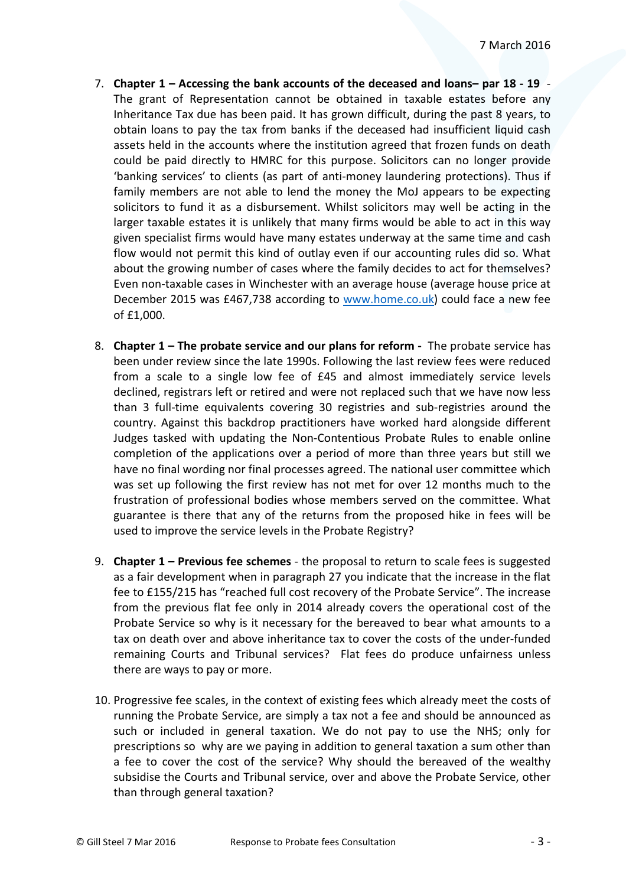7 March 2016

7. **Chapter 1 – Accessing the bank accounts of the deceased and loans– par 18 - 19** - The grant of Representation cannot be obtained in taxable estates before any Inheritance Tax due has been paid. It has grown difficult, during the past 8 years, to obtain loans to pay the tax from banks if the deceased had insufficient liquid cash assets held in the accounts where the institution agreed that frozen funds on death could be paid directly to HMRC for this purpose. Solicitors can no longer provide 'banking services' to clients (as part of anti-money laundering protections). Thus if family members are not able to lend the money the MoJ appears to be expecting solicitors to fund it as a disbursement. Whilst solicitors may well be acting in the larger taxable estates it is unlikely that many firms would be able to act in this way given specialist firms would have many estates underway at the same time and cash flow would not permit this kind of outlay even if our accounting rules did so. What about the growing number of cases where the family decides to act for themselves? Even non-taxable cases in Winchester with an average house (average house price at December 2015 was £467,738 according to [www.home.co.uk](www.home.co.uk)) could face a new fee of £1,000.

8. **Chapter 1 – The probate service and our plans for reform -** The probate service has been under review since the late 1990s. Following the last review fees were reduced from a scale to a single low fee of £45 and almost immediately service levels declined, registrars left or retired and were not replaced such that we have now less than 3 full-time equivalents covering 30 registries and sub-registries around the country. Against this backdrop practitioners have worked hard alongside different Judges tasked with updating the Non-Contentious Probate Rules to enable online completion of the applications over a period of more than three years but still we have no final wording nor final processes agreed. The national user committee which was set up following the first review has not met for over 12 months much to the frustration of professional bodies whose members served on the committee. What guarantee is there that any of the returns from the proposed hike in fees will be used to improve the service levels in the Probate Registry?

9. **Chapter 1 – Previous fee schemes** - the proposal to return to scale fees is suggested as a fair development when in paragraph 27 you indicate that the increase in the flat fee to £155/215 has "reached full cost recovery of the Probate Service". The increase from the previous flat fee only in 2014 already covers the operational cost of the Probate Service so why is it necessary for the bereaved to bear what amounts to a tax on death over and above inheritance tax to cover the costs of the under-funded remaining Courts and Tribunal services? Flat fees do produce unfairness unless there are ways to pay or more.

10. Progressive fee scales, in the context of existing fees which already meet the costs of running the Probate Service, are simply a tax not a fee and should be announced as such or included in general taxation. We do not pay to use the NHS; only for prescriptions so why are we paying in addition to general taxation a sum other than a fee to cover the cost of the service? Why should the bereaved of the wealthy subsidise the Courts and Tribunal service, over and above the Probate Service, other than through general taxation?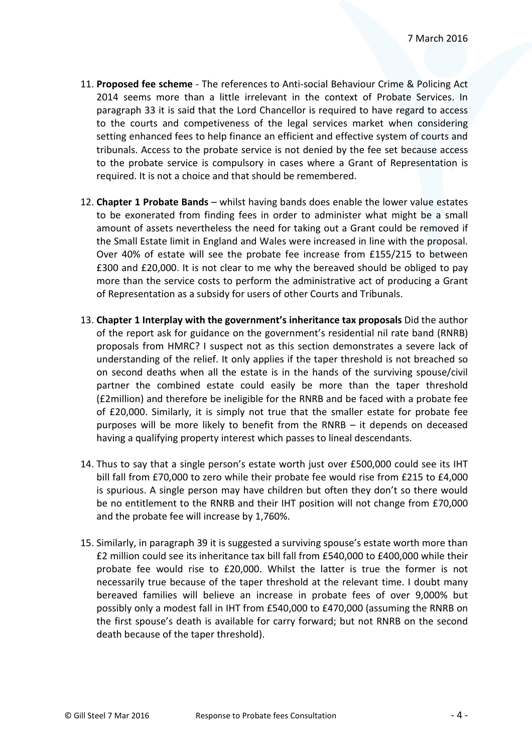7 March 2016

11. **Proposed fee scheme** - The references to Anti-social Behaviour Crime & Policing Act 2014 seems more than a little irrelevant in the context of Probate Services. In paragraph 33 it is said that the Lord Chancellor is required to have regard to access to the courts and competiveness of the legal services market when considering setting enhanced fees to help finance an efficient and effective system of courts and tribunals. Access to the probate service is not denied by the fee set because access to the probate service is compulsory in cases where a Grant of Representation is required. It is not a choice and that should be remembered.

12. **Chapter 1 Probate Bands** – whilst having bands does enable the lower value estates to be exonerated from finding fees in order to administer what might be a small amount of assets nevertheless the need for taking out a Grant could be removed if the Small Estate limit in England and Wales were increased in line with the proposal. Over 40% of estate will see the probate fee increase from £155/215 to between £300 and £20,000. It is not clear to me why the bereaved should be obliged to pay more than the service costs to perform the administrative act of producing a Grant of Representation as a subsidy for users of other Courts and Tribunals.

13. **Chapter 1 Interplay with the government's inheritance tax proposals** Did the author of the report ask for guidance on the government's residential nil rate band (RNRB) proposals from HMRC? I suspect not as this section demonstrates a severe lack of understanding of the relief. It only applies if the taper threshold is not breached so on second deaths when all the estate is in the hands of the surviving spouse/civil partner the combined estate could easily be more than the taper threshold (£2million) and therefore be ineligible for the RNRB and be faced with a probate fee of £20,000. Similarly, it is simply not true that the smaller estate for probate fee purposes will be more likely to benefit from the RNRB – it depends on deceased having a qualifying property interest which passes to lineal descendants.

14. Thus to say that a single person's estate worth just over £500,000 could see its IHT bill fall from £70,000 to zero while their probate fee would rise from £215 to £4,000 is spurious. A single person may have children but often they don't so there would be no entitlement to the RNRB and their IHT position will not change from £70,000 and the probate fee will increase by 1,760%.

15. Similarly, in paragraph 39 it is suggested a surviving spouse's estate worth more than £2 million could see its inheritance tax bill fall from £540,000 to £400,000 while their probate fee would rise to £20,000. Whilst the latter is true the former is not necessarily true because of the taper threshold at the relevant time. I doubt many bereaved families will believe an increase in probate fees of over 9,000% but possibly only a modest fall in IHT from £540,000 to £470,000 (assuming the RNRB on the first spouse's death is available for carry forward; but not RNRB on the second death because of the taper threshold).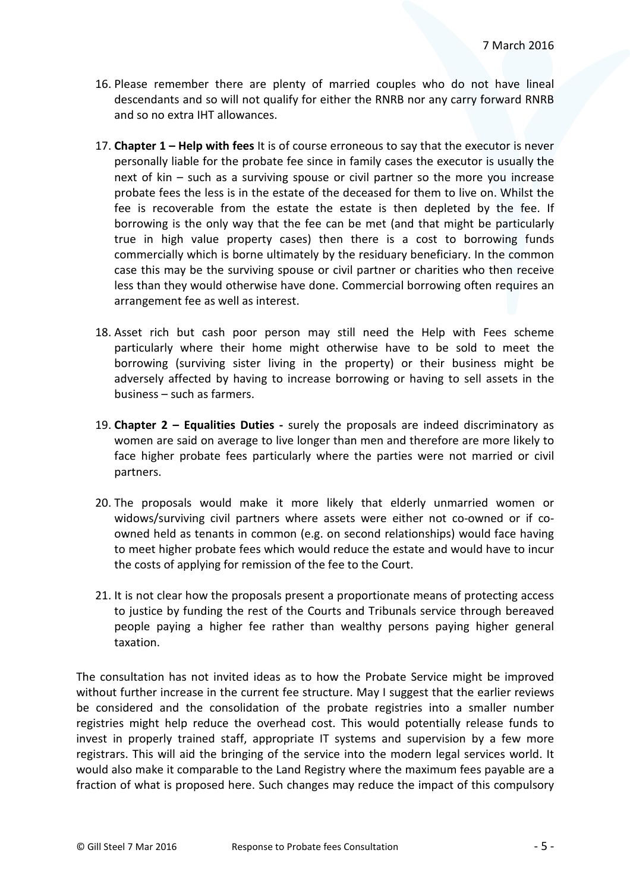16. Please remember there are plenty of married couples who do not have lineal descendants and so will not qualify for either the RNRB nor any carry forward RNRB and so no extra IHT allowances.

17. **Chapter 1 – Help with fees** It is of course erroneous to say that the executor is never personally liable for the probate fee since in family cases the executor is usually the next of kin – such as a surviving spouse or civil partner so the more you increase probate fees the less is in the estate of the deceased for them to live on. Whilst the fee is recoverable from the estate the estate is then depleted by the fee. If borrowing is the only way that the fee can be met (and that might be particularly true in high value property cases) then there is a cost to borrowing funds commercially which is borne ultimately by the residuary beneficiary. In the common case this may be the surviving spouse or civil partner or charities who then receive less than they would otherwise have done. Commercial borrowing often requires an arrangement fee as well as interest.

18. Asset rich but cash poor person may still need the Help with Fees scheme particularly where their home might otherwise have to be sold to meet the borrowing (surviving sister living in the property) or their business might be adversely affected by having to increase borrowing or having to sell assets in the business – such as farmers.

19. **Chapter 2 – Equalities Duties -** surely the proposals are indeed discriminatory as women are said on average to live longer than men and therefore are more likely to face higher probate fees particularly where the parties were not married or civil partners.

20. The proposals would make it more likely that elderly unmarried women or widows/surviving civil partners where assets were either not co-owned or if co-owned held as tenants in common (e.g. on second relationships) would face having to meet higher probate fees which would reduce the estate and would have to incur the costs of applying for remission of the fee to the Court.

21. It is not clear how the proposals present a proportionate means of protecting access to justice by funding the rest of the Courts and Tribunals service through bereaved people paying a higher fee rather than wealthy persons paying higher general taxation.

The consultation has not invited ideas as to how the Probate Service might be improved without further increase in the current fee structure. May I suggest that the earlier reviews be considered and the consolidation of the probate registries into a smaller number registries might help reduce the overhead cost. This would potentially release funds to invest in properly trained staff, appropriate IT systems and supervision by a few more registrars. This will aid the bringing of the service into the modern legal services world. It would also make it comparable to the Land Registry where the maximum fees payable are a fraction of what is proposed here. Such changes may reduce the impact of this compulsory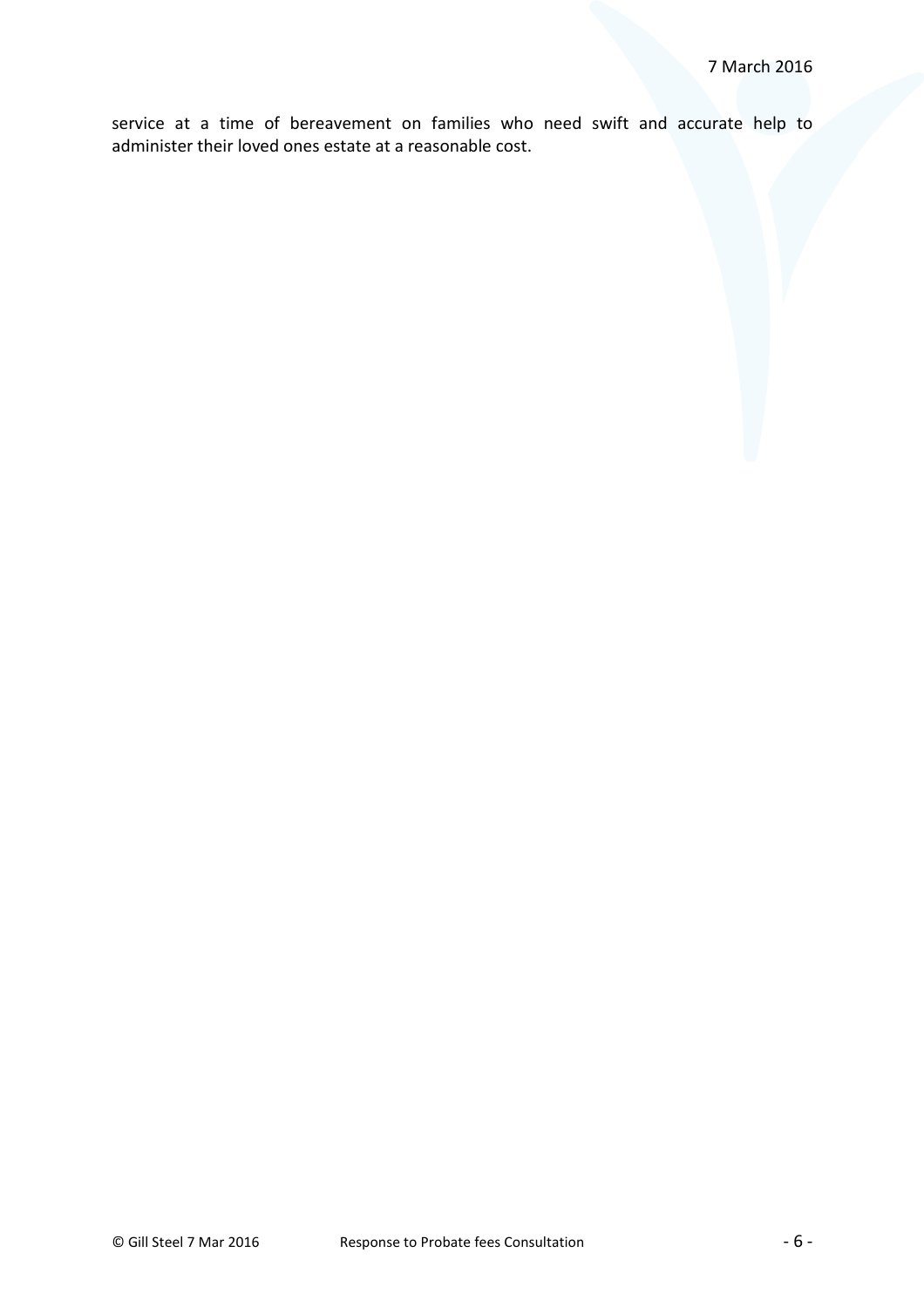service at a time of bereavement on families who need swift and accurate help to administer their loved ones estate at a reasonable cost.